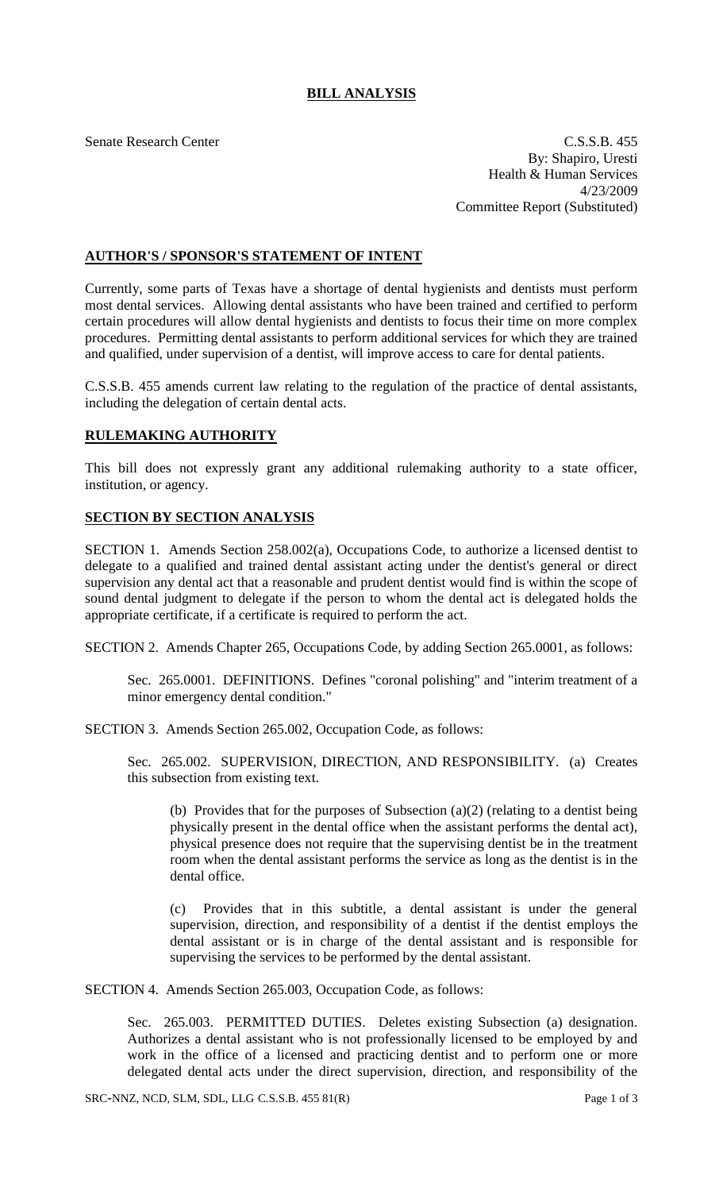# BILL ANALYSIS

Senate Research Center

C.S.S.B. 455
By: Shapiro, Uresti
Health & Human Services
4/23/2009
Committee Report (Substituted)

## AUTHOR'S / SPONSOR'S STATEMENT OF INTENT

Currently, some parts of Texas have a shortage of dental hygienists and dentists must perform most dental services. Allowing dental assistants who have been trained and certified to perform certain procedures will allow dental hygienists and dentists to focus their time on more complex procedures. Permitting dental assistants to perform additional services for which they are trained and qualified, under supervision of a dentist, will improve access to care for dental patients.

C.S.S.B. 455 amends current law relating to the regulation of the practice of dental assistants, including the delegation of certain dental acts.

## RULEMAKING AUTHORITY

This bill does not expressly grant any additional rulemaking authority to a state officer, institution, or agency.

## SECTION BY SECTION ANALYSIS

SECTION 1. Amends Section 258.002(a), Occupations Code, to authorize a licensed dentist to delegate to a qualified and trained dental assistant acting under the dentist's general or direct supervision any dental act that a reasonable and prudent dentist would find is within the scope of sound dental judgment to delegate if the person to whom the dental act is delegated holds the appropriate certificate, if a certificate is required to perform the act.

SECTION 2. Amends Chapter 265, Occupations Code, by adding Section 265.0001, as follows:

> Sec. 265.0001. DEFINITIONS. Defines "coronal polishing" and "interim treatment of a minor emergency dental condition."

SECTION 3. Amends Section 265.002, Occupation Code, as follows:

> Sec. 265.002. SUPERVISION, DIRECTION, AND RESPONSIBILITY. (a) Creates this subsection from existing text.
>
> > (b) Provides that for the purposes of Subsection (a)(2) (relating to a dentist being physically present in the dental office when the assistant performs the dental act), physical presence does not require that the supervising dentist be in the treatment room when the dental assistant performs the service as long as the dentist is in the dental office.
> >
> > (c) Provides that in this subtitle, a dental assistant is under the general supervision, direction, and responsibility of a dentist if the dentist employs the dental assistant or is in charge of the dental assistant and is responsible for supervising the services to be performed by the dental assistant.

SECTION 4. Amends Section 265.003, Occupation Code, as follows:

> Sec. 265.003. PERMITTED DUTIES. Deletes existing Subsection (a) designation. Authorizes a dental assistant who is not professionally licensed to be employed by and work in the office of a licensed and practicing dentist and to perform one or more delegated dental acts under the direct supervision, direction, and responsibility of the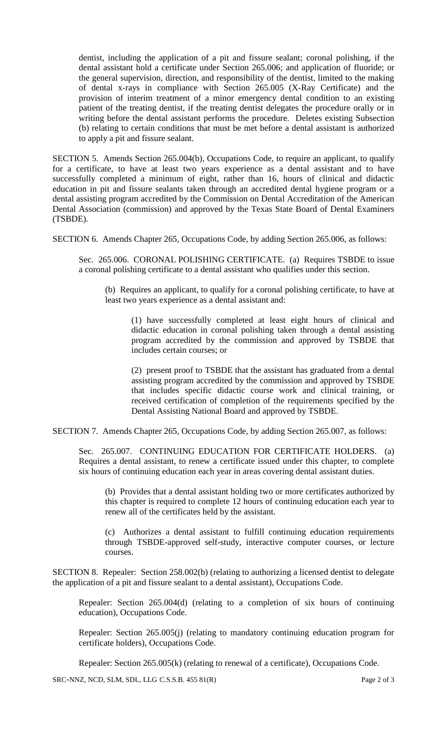dentist, including the application of a pit and fissure sealant; coronal polishing, if the dental assistant hold a certificate under Section 265.006; and application of fluoride; or the general supervision, direction, and responsibility of the dentist, limited to the making of dental x-rays in compliance with Section 265.005 (X-Ray Certificate) and the provision of interim treatment of a minor emergency dental condition to an existing patient of the treating dentist, if the treating dentist delegates the procedure orally or in writing before the dental assistant performs the procedure. Deletes existing Subsection (b) relating to certain conditions that must be met before a dental assistant is authorized to apply a pit and fissure sealant.

SECTION 5. Amends Section 265.004(b), Occupations Code, to require an applicant, to qualify for a certificate, to have at least two years experience as a dental assistant and to have successfully completed a minimum of eight, rather than 16, hours of clinical and didactic education in pit and fissure sealants taken through an accredited dental hygiene program or a dental assisting program accredited by the Commission on Dental Accreditation of the American Dental Association (commission) and approved by the Texas State Board of Dental Examiners (TSBDE).

SECTION 6. Amends Chapter 265, Occupations Code, by adding Section 265.006, as follows:

Sec. 265.006. CORONAL POLISHING CERTIFICATE. (a) Requires TSBDE to issue a coronal polishing certificate to a dental assistant who qualifies under this section.

(b) Requires an applicant, to qualify for a coronal polishing certificate, to have at least two years experience as a dental assistant and:

(1) have successfully completed at least eight hours of clinical and didactic education in coronal polishing taken through a dental assisting program accredited by the commission and approved by TSBDE that includes certain courses; or

(2) present proof to TSBDE that the assistant has graduated from a dental assisting program accredited by the commission and approved by TSBDE that includes specific didactic course work and clinical training, or received certification of completion of the requirements specified by the Dental Assisting National Board and approved by TSBDE.

SECTION 7. Amends Chapter 265, Occupations Code, by adding Section 265.007, as follows:

Sec. 265.007. CONTINUING EDUCATION FOR CERTIFICATE HOLDERS. (a) Requires a dental assistant, to renew a certificate issued under this chapter, to complete six hours of continuing education each year in areas covering dental assistant duties.

(b) Provides that a dental assistant holding two or more certificates authorized by this chapter is required to complete 12 hours of continuing education each year to renew all of the certificates held by the assistant.

(c) Authorizes a dental assistant to fulfill continuing education requirements through TSBDE-approved self-study, interactive computer courses, or lecture courses.

SECTION 8. Repealer: Section 258.002(b) (relating to authorizing a licensed dentist to delegate the application of a pit and fissure sealant to a dental assistant), Occupations Code.

Repealer: Section 265.004(d) (relating to a completion of six hours of continuing education), Occupations Code.

Repealer: Section 265.005(j) (relating to mandatory continuing education program for certificate holders), Occupations Code.

Repealer: Section 265.005(k) (relating to renewal of a certificate), Occupations Code.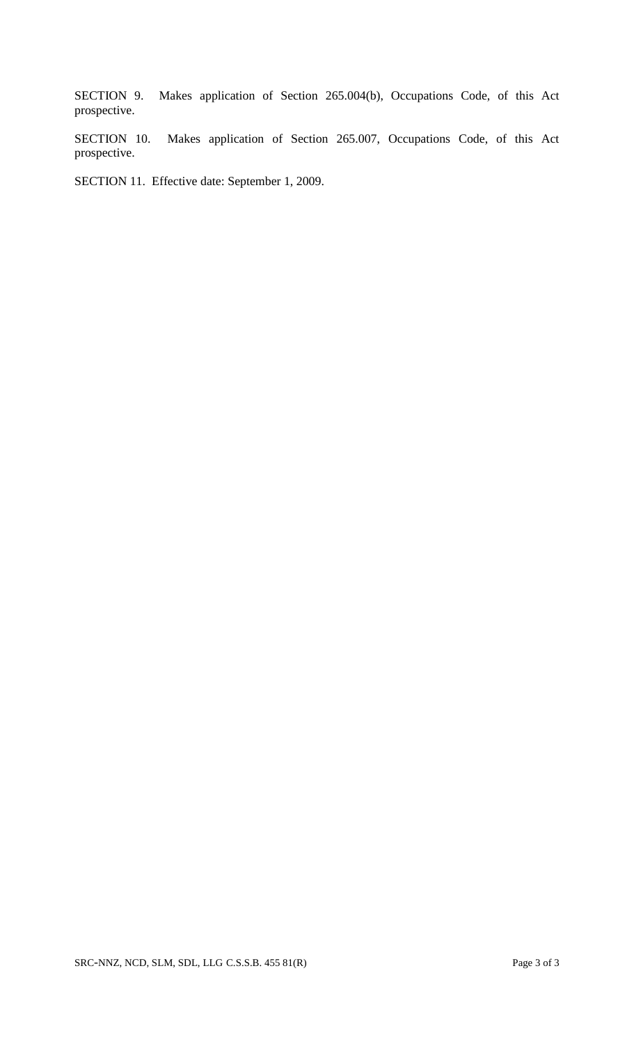SECTION 9. Makes application of Section 265.004(b), Occupations Code, of this Act prospective.

SECTION 10. Makes application of Section 265.007, Occupations Code, of this Act prospective.

SECTION 11. Effective date: September 1, 2009.